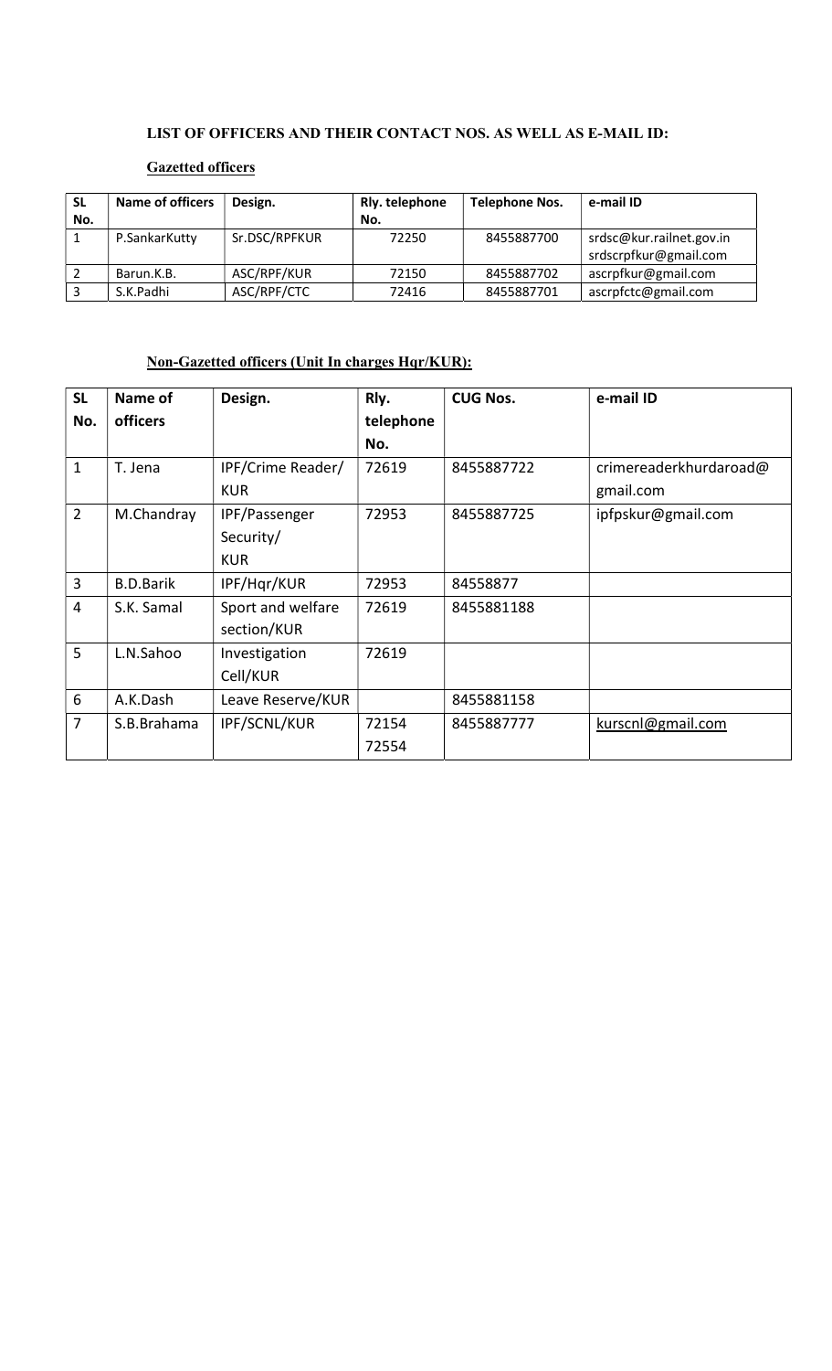**LIST OF OFFICERS AND THEIR CONTACT NOS. AS WELL AS E-MAIL ID:**

**Gazetted officers**

| SL No. | Name of officers | Design. | Rly. telephone No. | Telephone Nos. | e-mail ID |
|---|---|---|---|---|---|
| 1 | P.SankarKutty | Sr.DSC/RPFKUR | 72250 | 8455887700 | srdsc@kur.railnet.gov.in srdscrpfkur@gmail.com |
| 2 | Barun.K.B. | ASC/RPF/KUR | 72150 | 8455887702 | ascrpfkur@gmail.com |
| 3 | S.K.Padhi | ASC/RPF/CTC | 72416 | 8455887701 | ascrpfctc@gmail.com |

**Non-Gazetted officers (Unit In charges Hqr/KUR):**

| SL No. | Name of officers | Design. | Rly. telephone No. | CUG Nos. | e-mail ID |
|---|---|---|---|---|---|
| 1 | T. Jena | IPF/Crime Reader/ KUR | 72619 | 8455887722 | crimereaderkhurdaroad@ gmail.com |
| 2 | M.Chandray | IPF/Passenger Security/ KUR | 72953 | 8455887725 | ipfpskur@gmail.com |
| 3 | B.D.Barik | IPF/Hqr/KUR | 72953 | 84558877 | |
| 4 | S.K. Samal | Sport and welfare section/KUR | 72619 | 8455881188 | |
| 5 | L.N.Sahoo | Investigation Cell/KUR | 72619 | | |
| 6 | A.K.Dash | Leave Reserve/KUR | | 8455881158 | |
| 7 | S.B.Brahama | IPF/SCNL/KUR | 72154 72554 | 8455887777 | kurscnl@gmail.com |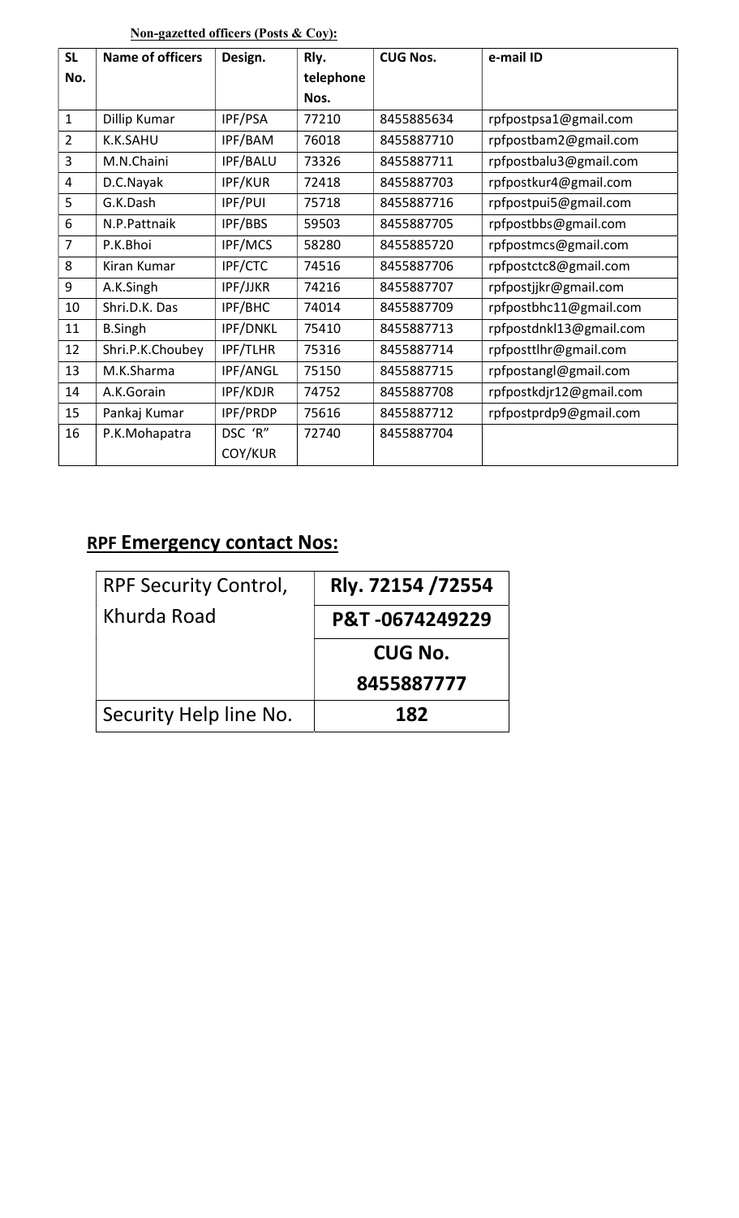**Non-gazetted officers (Posts & Coy):**

| SL No. | Name of officers | Design. | Rly. telephone Nos. | CUG Nos. | e-mail ID |
|---|---|---|---|---|---|
| 1 | Dillip Kumar | IPF/PSA | 77210 | 8455885634 | rpfpostpsa1@gmail.com |
| 2 | K.K.SAHU | IPF/BAM | 76018 | 8455887710 | rpfpostbam2@gmail.com |
| 3 | M.N.Chaini | IPF/BALU | 73326 | 8455887711 | rpfpostbalu3@gmail.com |
| 4 | D.C.Nayak | IPF/KUR | 72418 | 8455887703 | rpfpostkur4@gmail.com |
| 5 | G.K.Dash | IPF/PUI | 75718 | 8455887716 | rpfpostpui5@gmail.com |
| 6 | N.P.Pattnaik | IPF/BBS | 59503 | 8455887705 | rpfpostbbs@gmail.com |
| 7 | P.K.Bhoi | IPF/MCS | 58280 | 8455885720 | rpfpostmcs@gmail.com |
| 8 | Kiran Kumar | IPF/CTC | 74516 | 8455887706 | rpfpostctc8@gmail.com |
| 9 | A.K.Singh | IPF/JJKR | 74216 | 8455887707 | rpfpostjjkr@gmail.com |
| 10 | Shri.D.K. Das | IPF/BHC | 74014 | 8455887709 | rpfpostbhc11@gmail.com |
| 11 | B.Singh | IPF/DNKL | 75410 | 8455887713 | rpfpostdnkl13@gmail.com |
| 12 | Shri.P.K.Choubey | IPF/TLHR | 75316 | 8455887714 | rpfposttlhr@gmail.com |
| 13 | M.K.Sharma | IPF/ANGL | 75150 | 8455887715 | rpfpostangl@gmail.com |
| 14 | A.K.Gorain | IPF/KDJR | 74752 | 8455887708 | rpfpostkdjr12@gmail.com |
| 15 | Pankaj Kumar | IPF/PRDP | 75616 | 8455887712 | rpfpostprdp9@gmail.com |
| 16 | P.K.Mohapatra | DSC 'R" COY/KUR | 72740 | 8455887704 | |

## RPF Emergency contact Nos:

| | |
|---|---|
| RPF Security Control, Khurda Road | **Rly. 72154 /72554** |
| | **P&T -0674249229** |
| | **CUG No. 8455887777** |
| Security Help line No. | **182** |